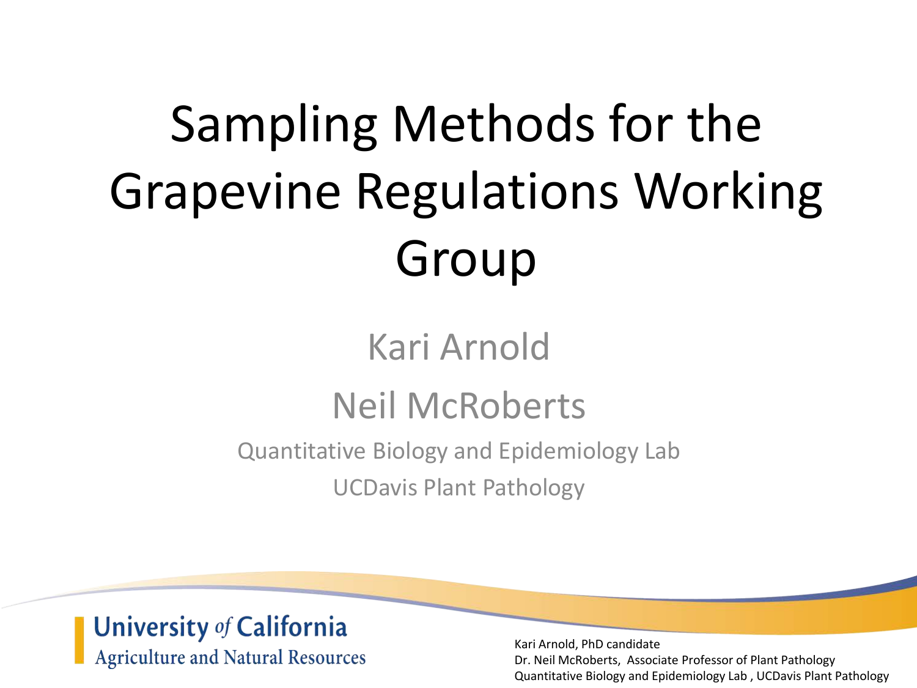# Sampling Methods for the Grapevine Regulations Working Group

## Kari Arnold

## Neil McRoberts

Quantitative Biology and Epidemiology Lab

UCDavis Plant Pathology

**University of California**
**Agriculture and Natural Resources**

Kari Arnold, PhD candidate
Dr. Neil McRoberts, Associate Professor of Plant Pathology
Quantitative Biology and Epidemiology Lab , UCDavis Plant Pathology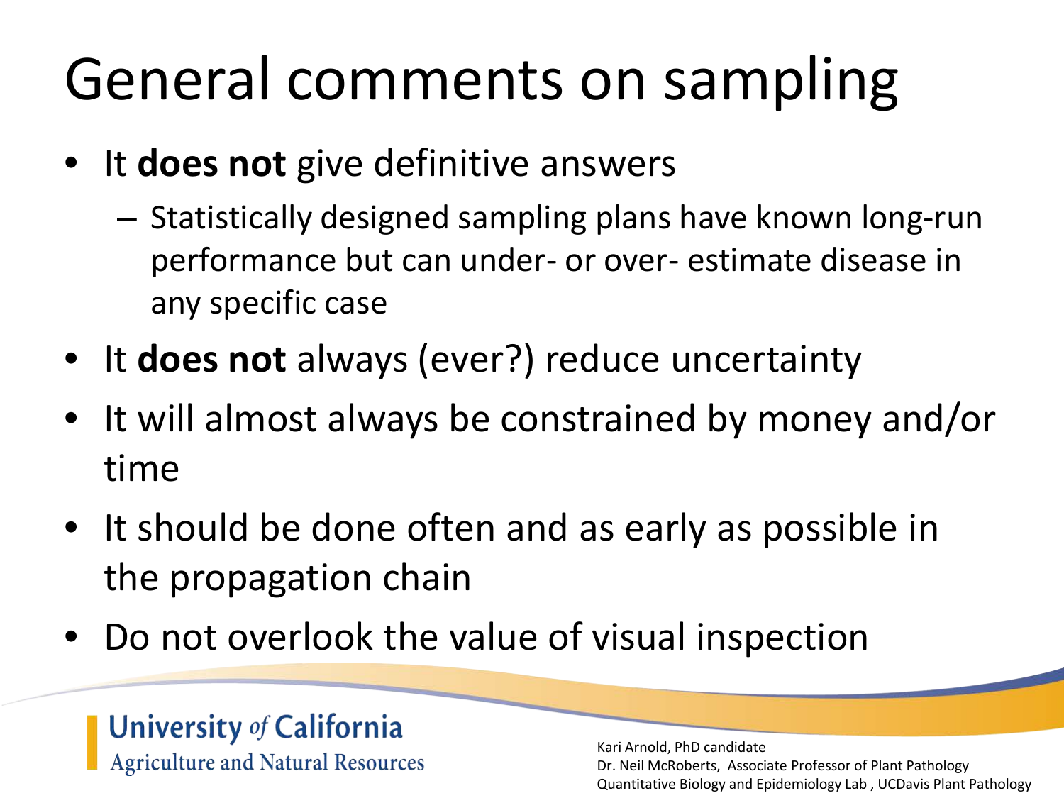# General comments on sampling

- It **does not** give definitive answers
  - Statistically designed sampling plans have known long-run performance but can under- or over- estimate disease in any specific case
- It **does not** always (ever?) reduce uncertainty
- It will almost always be constrained by money and/or time
- It should be done often and as early as possible in the propagation chain
- Do not overlook the value of visual inspection

University of California
Agriculture and Natural Resources

Kari Arnold, PhD candidate
Dr. Neil McRoberts, Associate Professor of Plant Pathology
Quantitative Biology and Epidemiology Lab , UCDavis Plant Pathology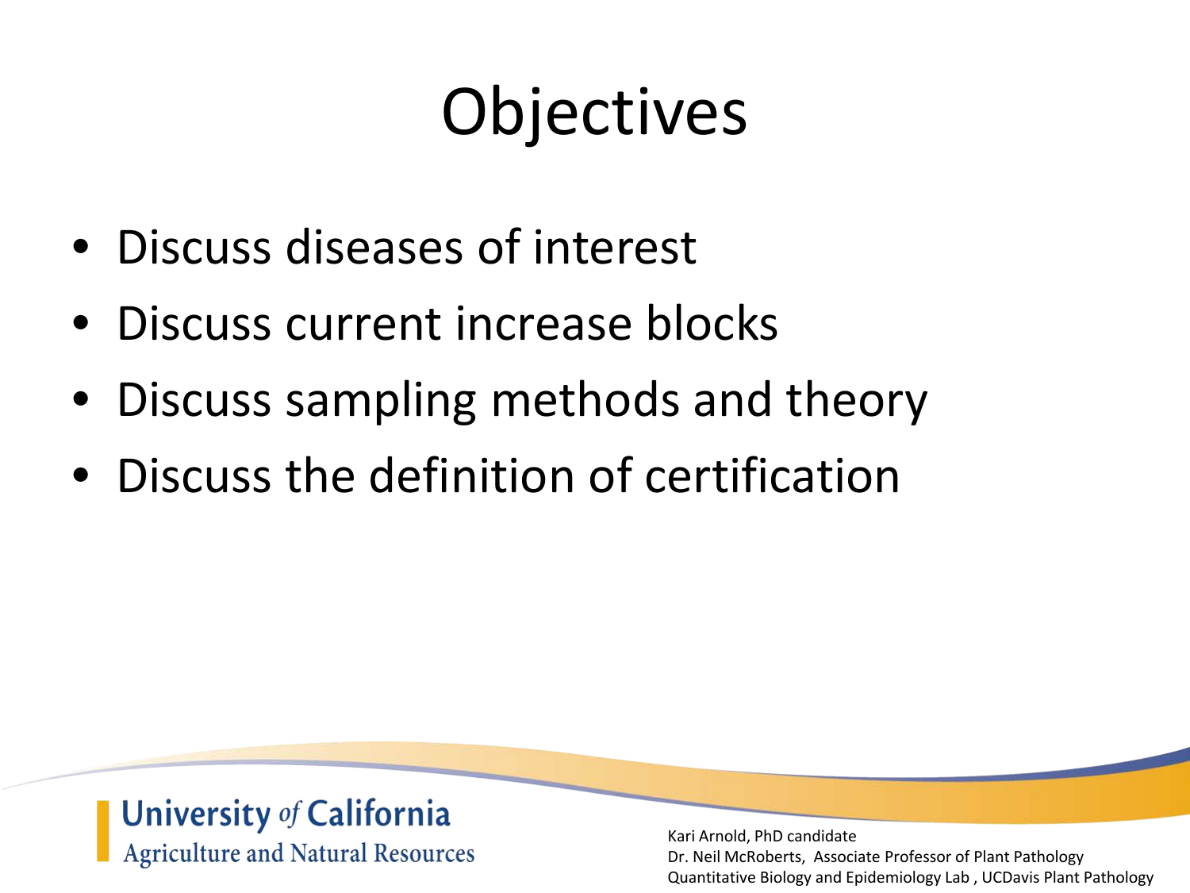# Objectives

- Discuss diseases of interest
- Discuss current increase blocks
- Discuss sampling methods and theory
- Discuss the definition of certification

University of California
Agriculture and Natural Resources

Kari Arnold, PhD candidate
Dr. Neil McRoberts, Associate Professor of Plant Pathology
Quantitative Biology and Epidemiology Lab , UCDavis Plant Pathology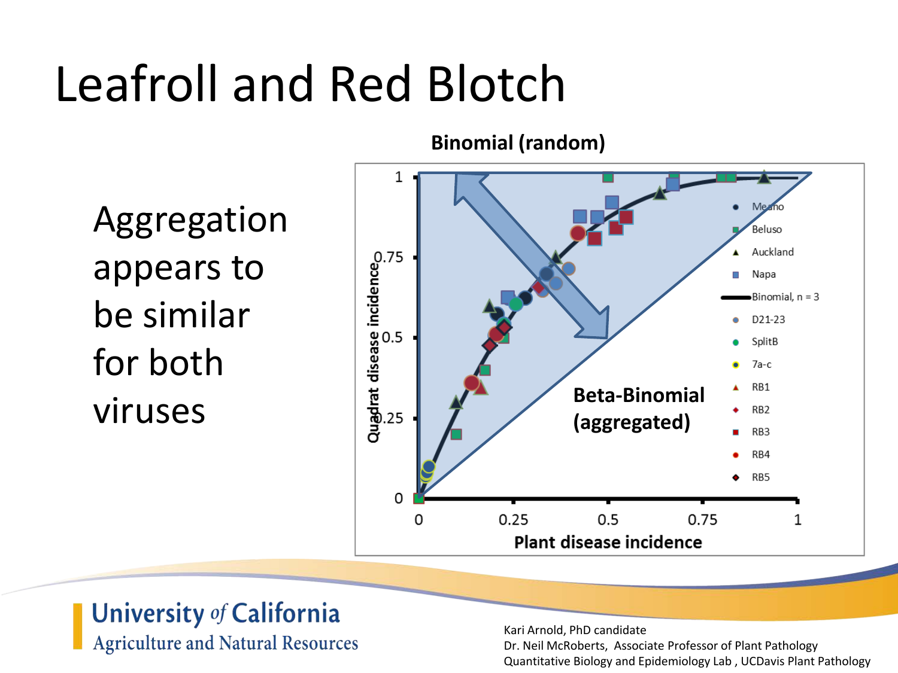# Leafroll and Red Blotch

Aggregation appears to be similar for both viruses

**Binomial (random)**

**Beta-Binomial (aggregated)**

Quadrat disease incidence

Plant disease incidence

0, 0.25, 0.5, 0.75, 1

Legend: Meano, Beluso, Auckland, Napa, Binomial, n = 3, D21-23, SplitB, 7a-c, RB1, RB2, RB3, RB4, RB5

University of California
Agriculture and Natural Resources

Kari Arnold, PhD candidate
Dr. Neil McRoberts, Associate Professor of Plant Pathology
Quantitative Biology and Epidemiology Lab , UCDavis Plant Pathology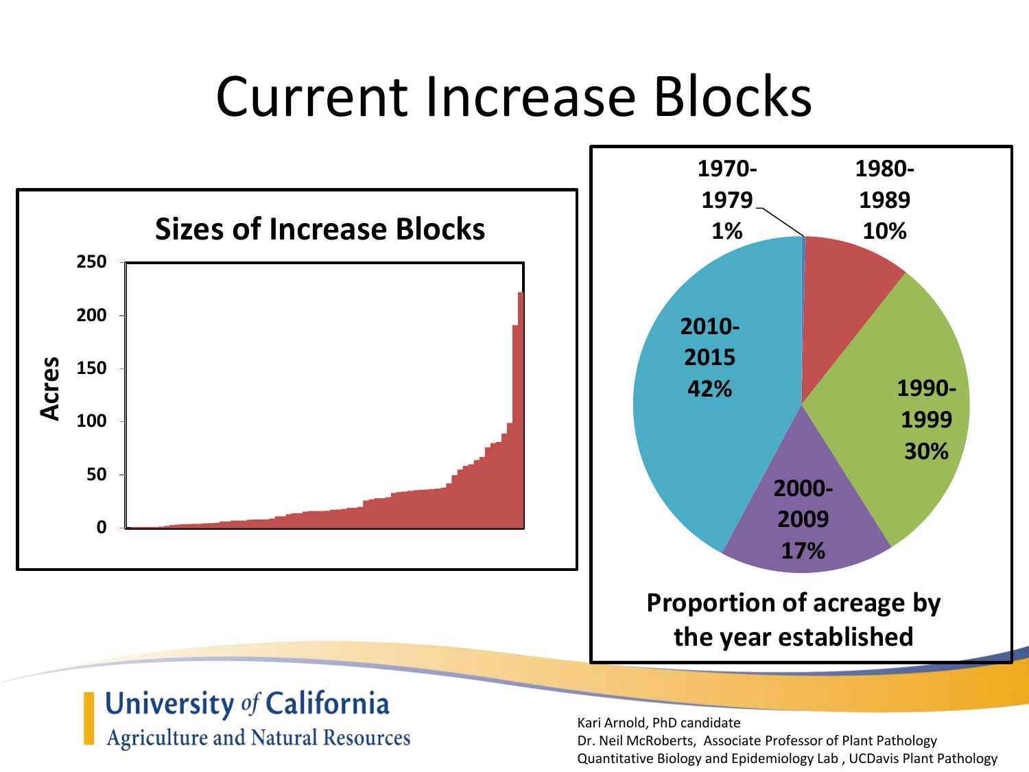# Current Increase Blocks

**Sizes of Increase Blocks**

Acres

250
200
150
100
50
0

| 1970-1979 | 1980-1989 | 1990-1999 | 2000-2009 | 2010-2015 |
|---|---|---|---|---|
| 1% | 10% | 30% | 17% | 42% |

**Proportion of acreage by the year established**

University *of* California
Agriculture and Natural Resources

Kari Arnold, PhD candidate
Dr. Neil McRoberts, Associate Professor of Plant Pathology
Quantitative Biology and Epidemiology Lab , UCDavis Plant Pathology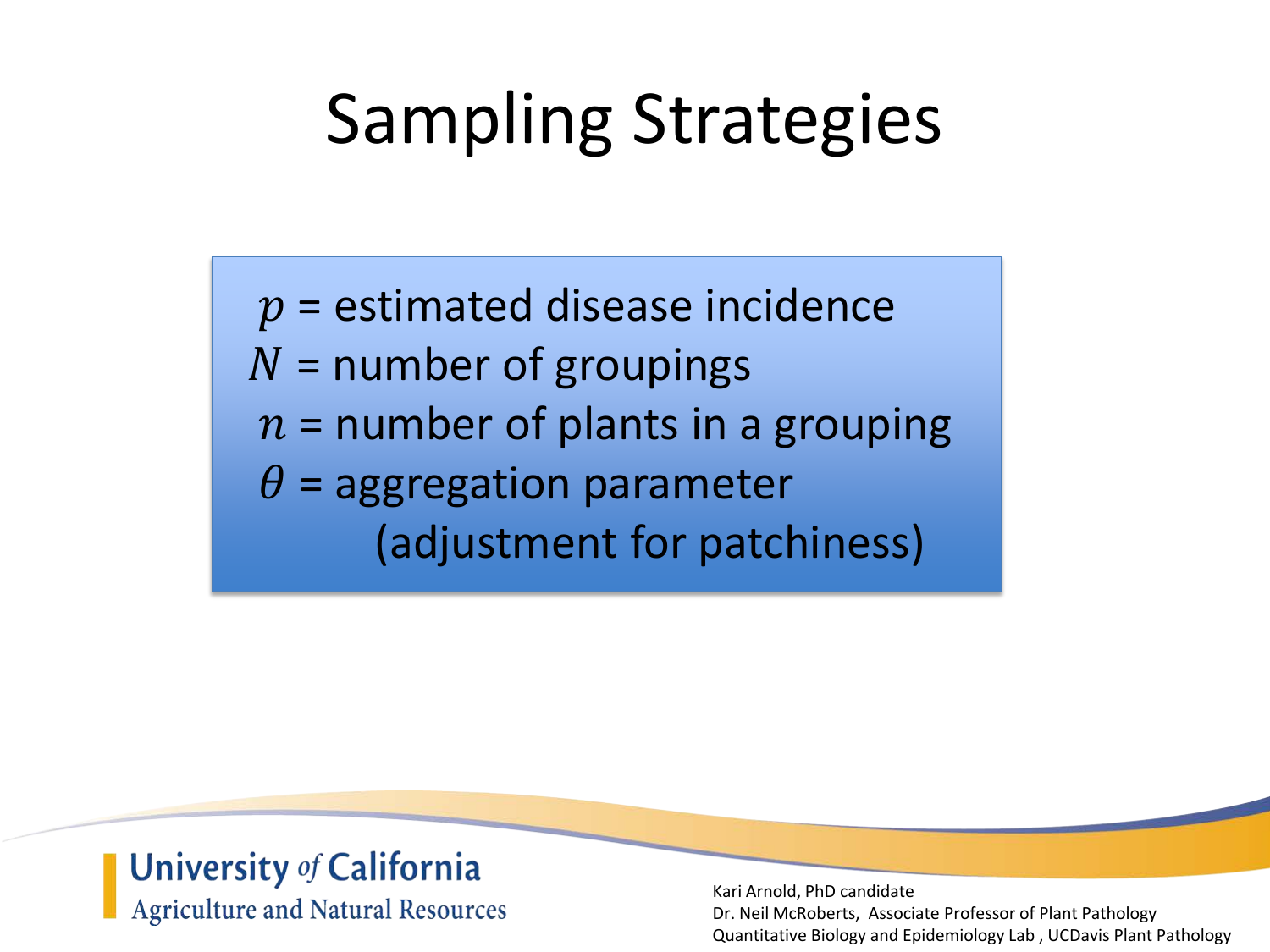# Sampling Strategies

$p$ = estimated disease incidence
$N$ = number of groupings
$n$ = number of plants in a grouping
$\theta$ = aggregation parameter
(adjustment for patchiness)

University *of* California
Agriculture and Natural Resources

Kari Arnold, PhD candidate
Dr. Neil McRoberts, Associate Professor of Plant Pathology
Quantitative Biology and Epidemiology Lab , UCDavis Plant Pathology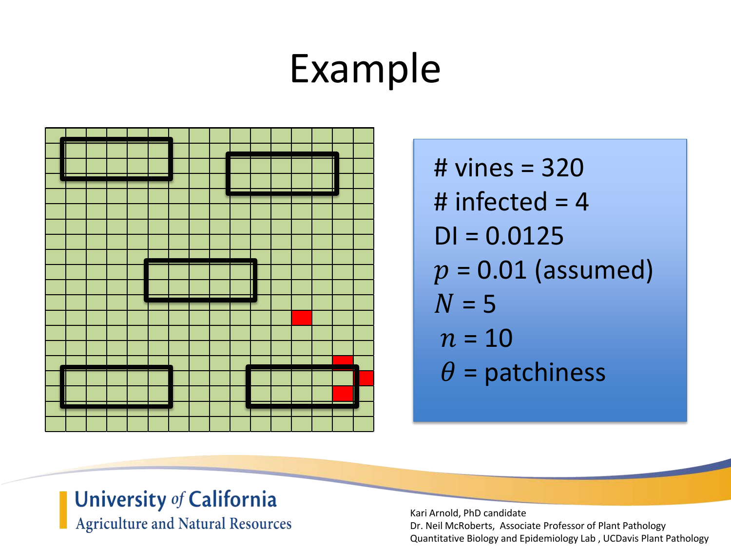# Example

# vines = 320
# infected = 4
DI = 0.0125
$p$ = 0.01 (assumed)
$N$ = 5
$n$ = 10
$\theta$ = patchiness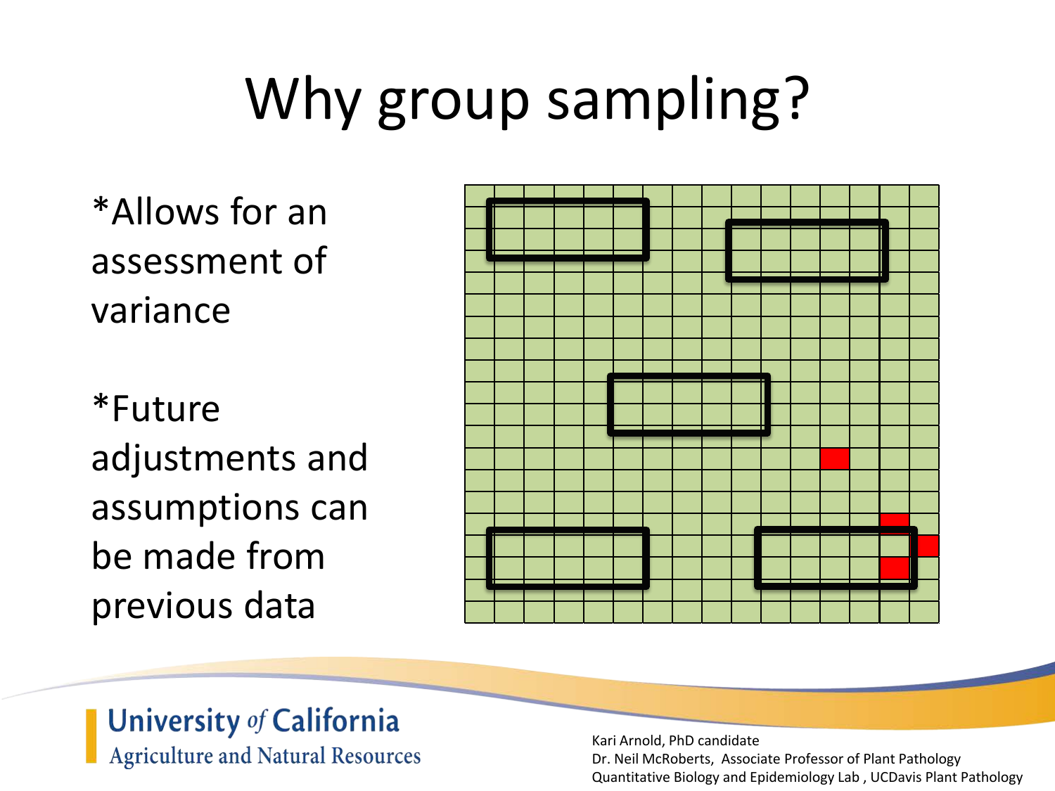# Why group sampling?

*Allows for an assessment of variance

*Future adjustments and assumptions can be made from previous data

University of California
Agriculture and Natural Resources

Kari Arnold, PhD candidate
Dr. Neil McRoberts, Associate Professor of Plant Pathology
Quantitative Biology and Epidemiology Lab , UCDavis Plant Pathology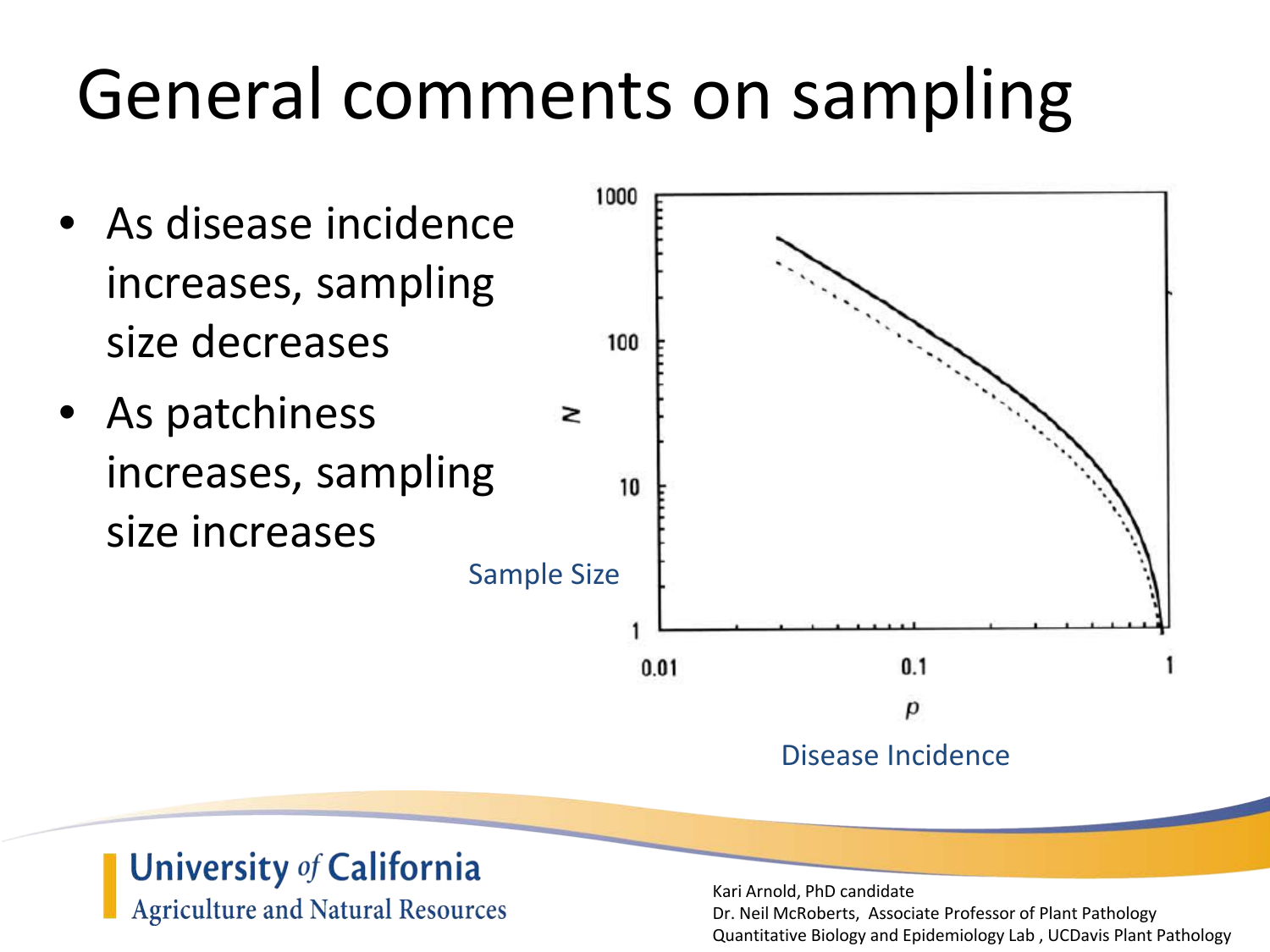# General comments on sampling

- As disease incidence increases, sampling size decreases
- As patchiness increases, sampling size increases

Sample Size

Disease Incidence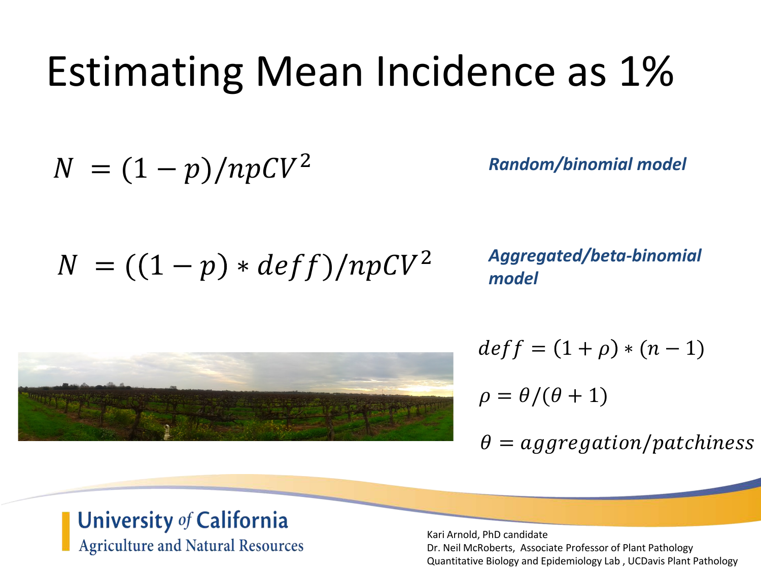# Estimating Mean Incidence as 1%

$$N = (1 - p)/npCV^2$$

***Random/binomial model***

$$N = ((1 - p) * deff)/npCV^2$$

***Aggregated/beta-binomial model***

$$deff = (1 + \rho) * (n - 1)$$

$$\rho = \theta/(\theta + 1)$$

$$\theta = aggregation/patchiness$$

University *of* California
Agriculture and Natural Resources

Kari Arnold, PhD candidate
Dr. Neil McRoberts, Associate Professor of Plant Pathology
Quantitative Biology and Epidemiology Lab , UCDavis Plant Pathology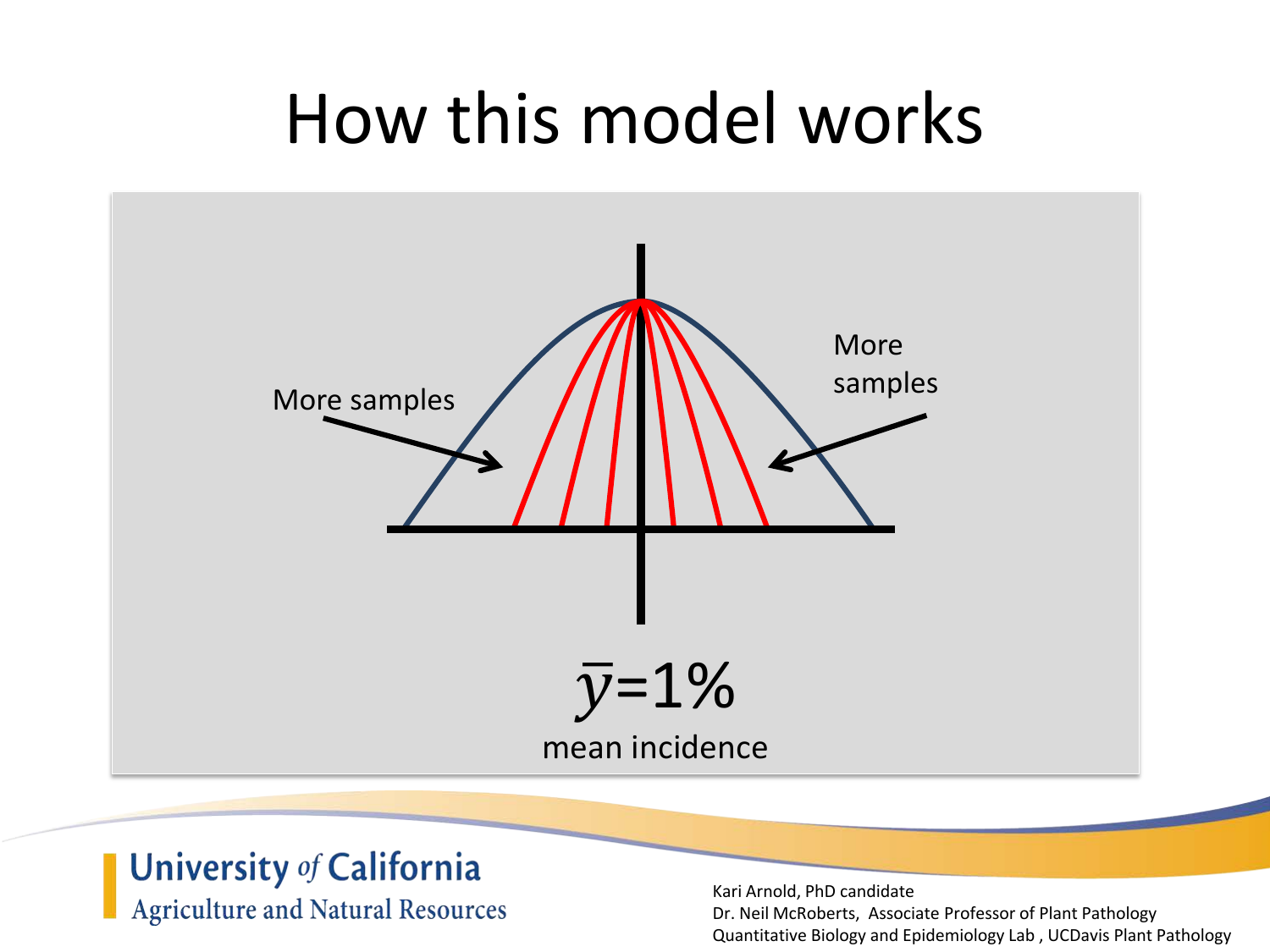# How this model works

More samples

More samples

$\bar{y}$=1%

mean incidence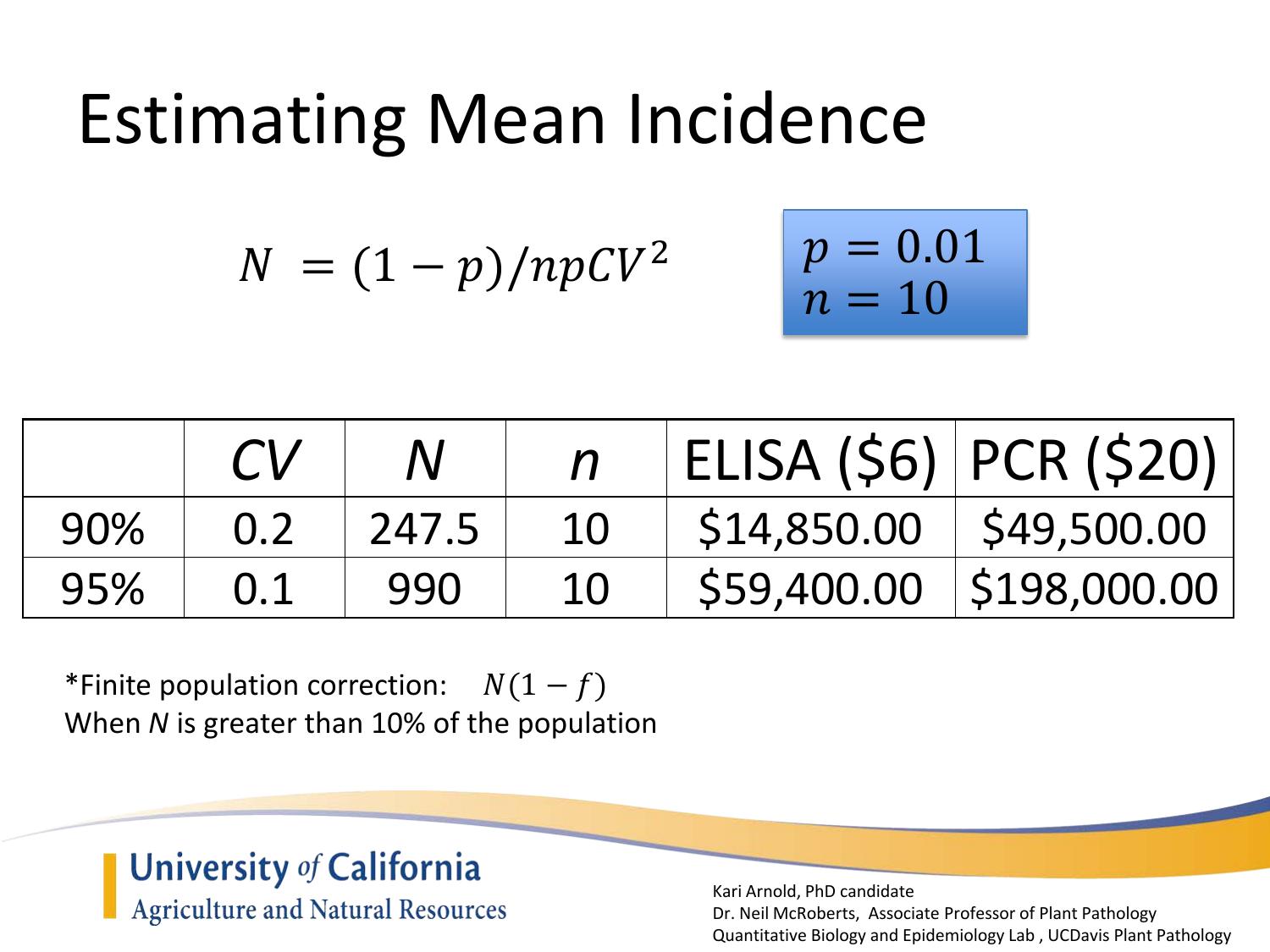# Estimating Mean Incidence

$$N = (1 - p)/npCV^2$$

$$p = 0.01$$
$$n = 10$$

| | $CV$ | $N$ | $n$ | ELISA ($6) | PCR ($20) |
|---|---|---|---|---|---|
| 90% | 0.2 | 247.5 | 10 | $14,850.00 | $49,500.00 |
| 95% | 0.1 | 990 | 10 | $59,400.00 | $198,000.00 |

*Finite population correction: $N(1 - f)$
When *N* is greater than 10% of the population

University of California
Agriculture and Natural Resources

Kari Arnold, PhD candidate
Dr. Neil McRoberts, Associate Professor of Plant Pathology
Quantitative Biology and Epidemiology Lab , UCDavis Plant Pathology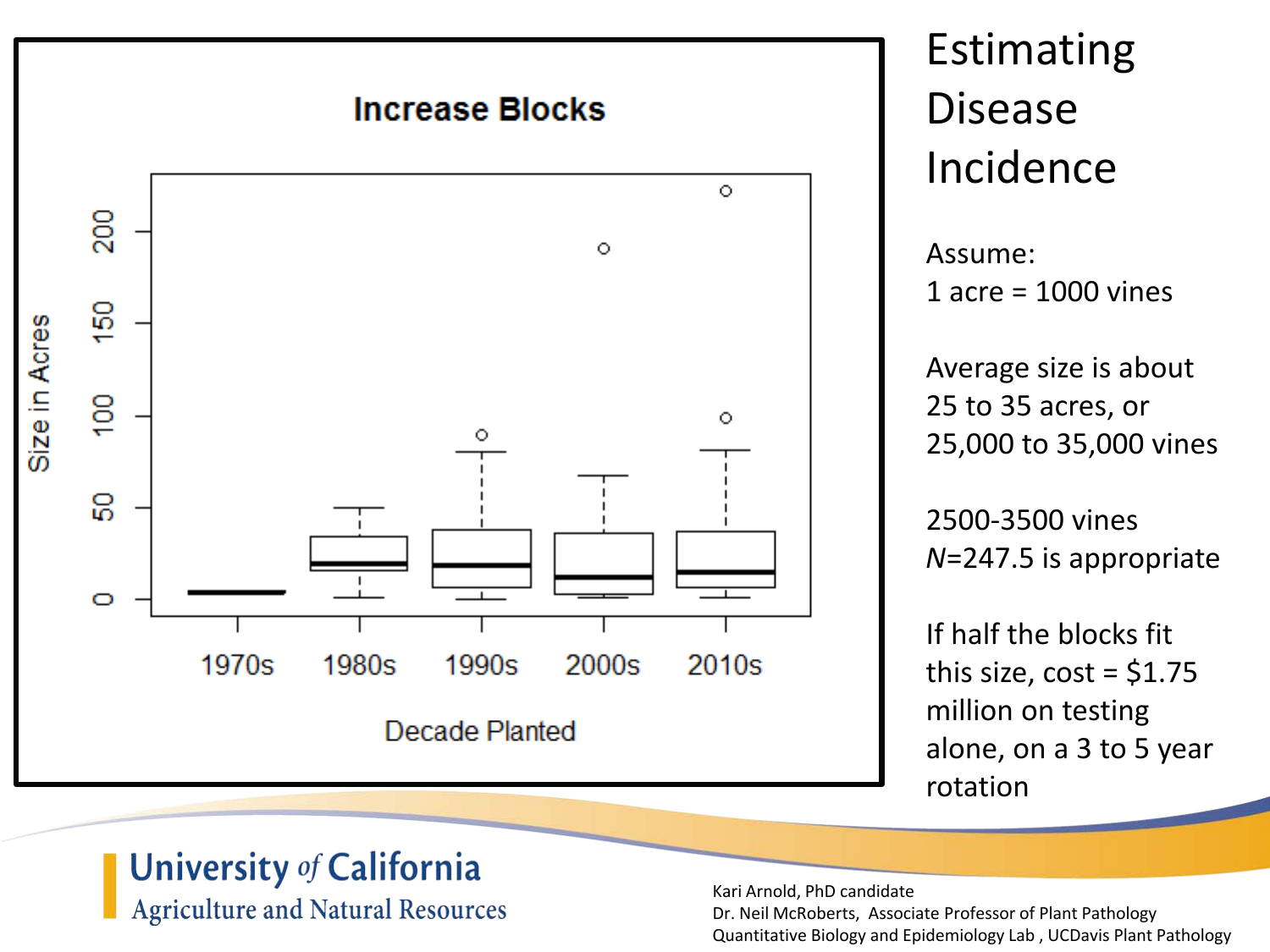# Estimating Disease Incidence

Assume:
1 acre = 1000 vines

Average size is about 25 to 35 acres, or 25,000 to 35,000 vines

2500-3500 vines
*N*=247.5 is appropriate

If half the blocks fit this size, cost = $1.75 million on testing alone, on a 3 to 5 year rotation

**Increase Blocks**

Size in Acres

Decade Planted

1970s 1980s 1990s 2000s 2010s

Kari Arnold, PhD candidate
Dr. Neil McRoberts, Associate Professor of Plant Pathology
Quantitative Biology and Epidemiology Lab , UCDavis Plant Pathology

University of California
Agriculture and Natural Resources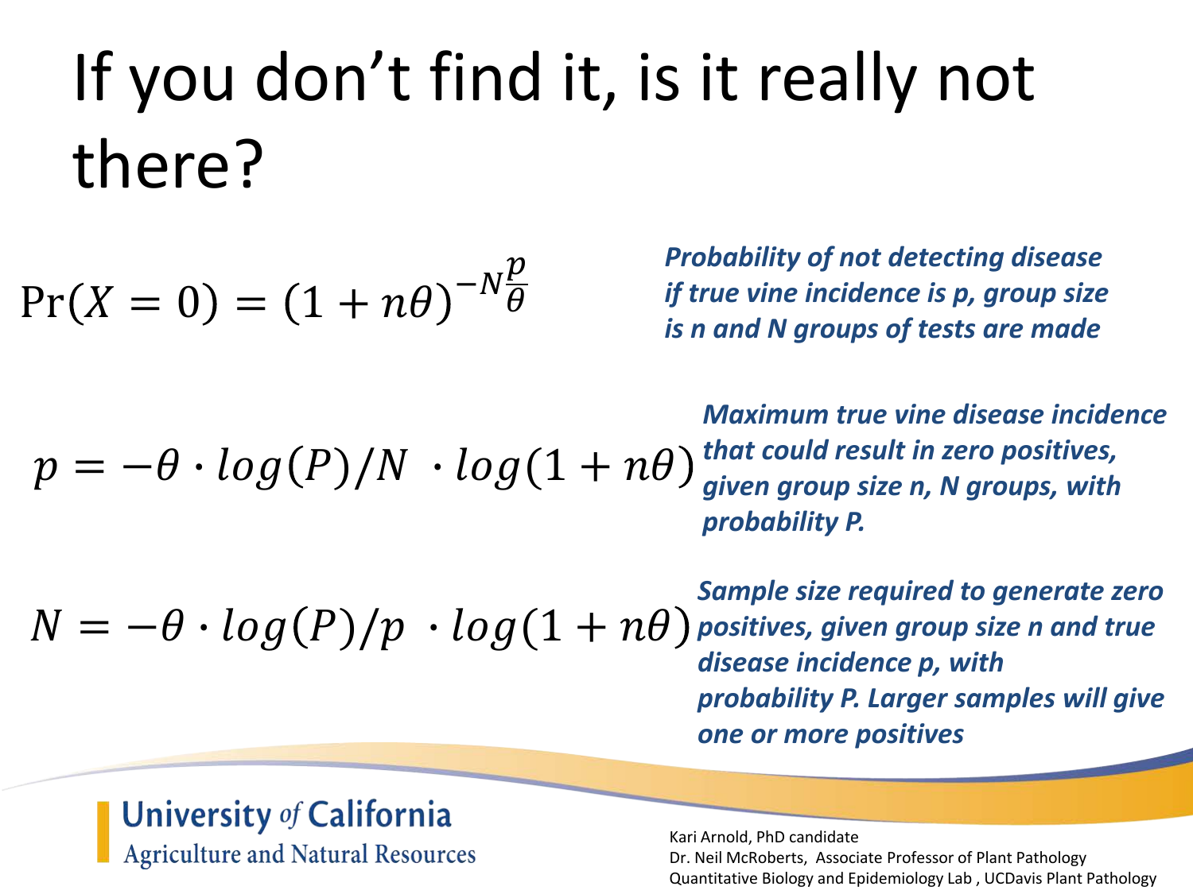# If you don't find it, is it really not there?

$$\Pr(X = 0) = (1 + n\theta)^{-N\frac{p}{\theta}}$$

***Probability of not detecting disease if true vine incidence is p, group size is n and N groups of tests are made***

$$p = -\theta \cdot log(P)/N \cdot log(1 + n\theta)$$

***Maximum true vine disease incidence that could result in zero positives, given group size n, N groups, with probability P.***

$$N = -\theta \cdot log(P)/p \cdot log(1 + n\theta)$$

***Sample size required to generate zero positives, given group size n and true disease incidence p, with probability P. Larger samples will give one or more positives***

University of California
Agriculture and Natural Resources

Kari Arnold, PhD candidate
Dr. Neil McRoberts, Associate Professor of Plant Pathology
Quantitative Biology and Epidemiology Lab , UCDavis Plant Pathology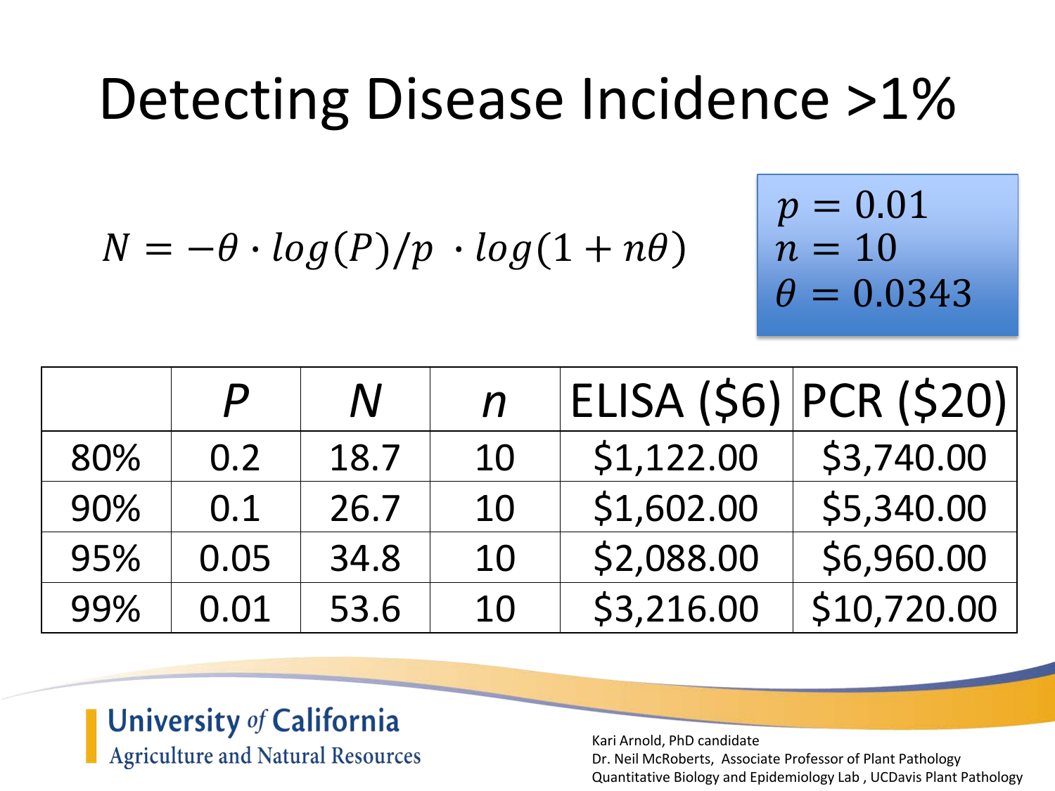# Detecting Disease Incidence >1%

$$N = -\theta \cdot log(P)/p \cdot log(1 + n\theta)$$

$p = 0.01$
$n = 10$
$\theta = 0.0343$

| | $P$ | $N$ | $n$ | ELISA ($6) | PCR ($20) |
|---|---|---|---|---|---|
| 80% | 0.2 | 18.7 | 10 | $1,122.00 | $3,740.00 |
| 90% | 0.1 | 26.7 | 10 | $1,602.00 | $5,340.00 |
| 95% | 0.05 | 34.8 | 10 | $2,088.00 | $6,960.00 |
| 99% | 0.01 | 53.6 | 10 | $3,216.00 | $10,720.00 |

University of California
Agriculture and Natural Resources

Kari Arnold, PhD candidate
Dr. Neil McRoberts, Associate Professor of Plant Pathology
Quantitative Biology and Epidemiology Lab , UCDavis Plant Pathology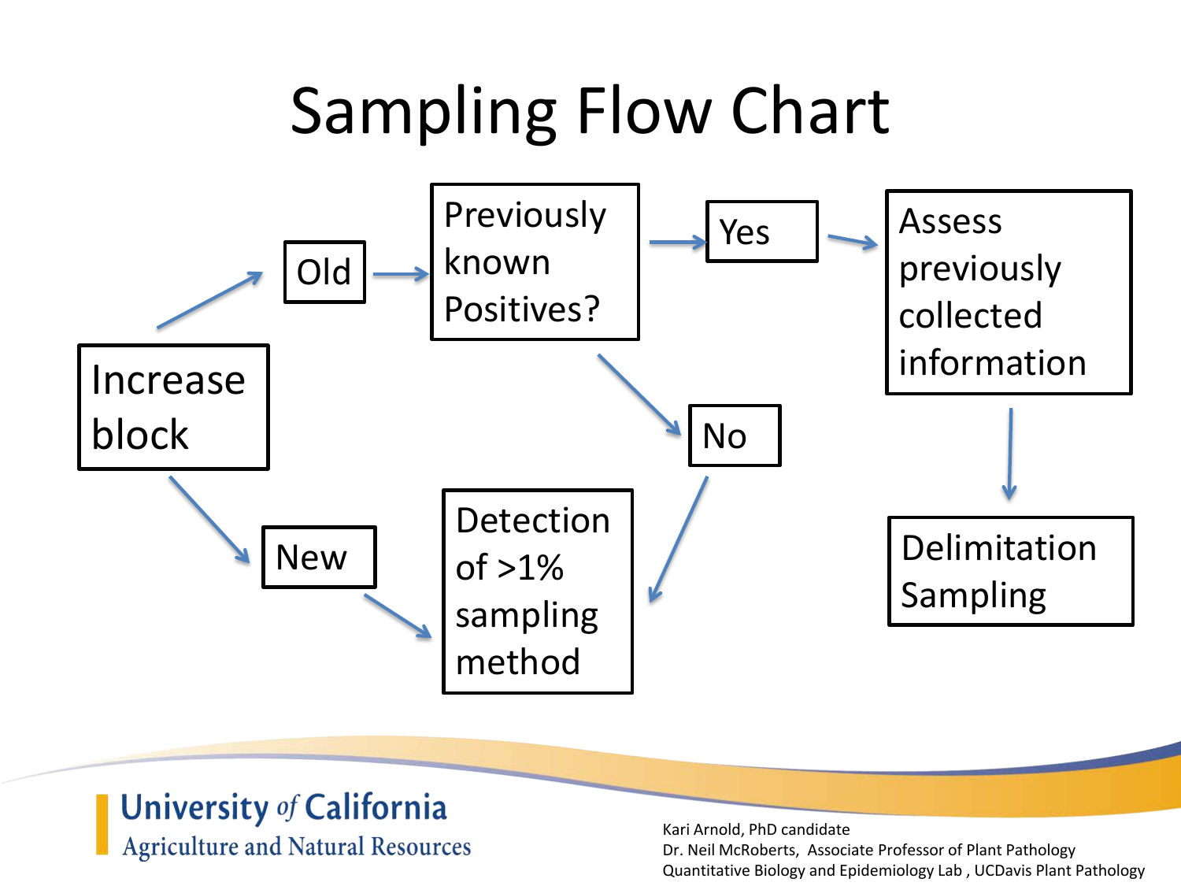# Sampling Flow Chart

- Increase block
  - Old → Previously known Positives?
    - Yes → Assess previously collected information → Delimitation Sampling
    - No → Detection of >1% sampling method
  - New → Detection of >1% sampling method

Kari Arnold, PhD candidate
Dr. Neil McRoberts, Associate Professor of Plant Pathology
Quantitative Biology and Epidemiology Lab , UCDavis Plant Pathology

University of California
Agriculture and Natural Resources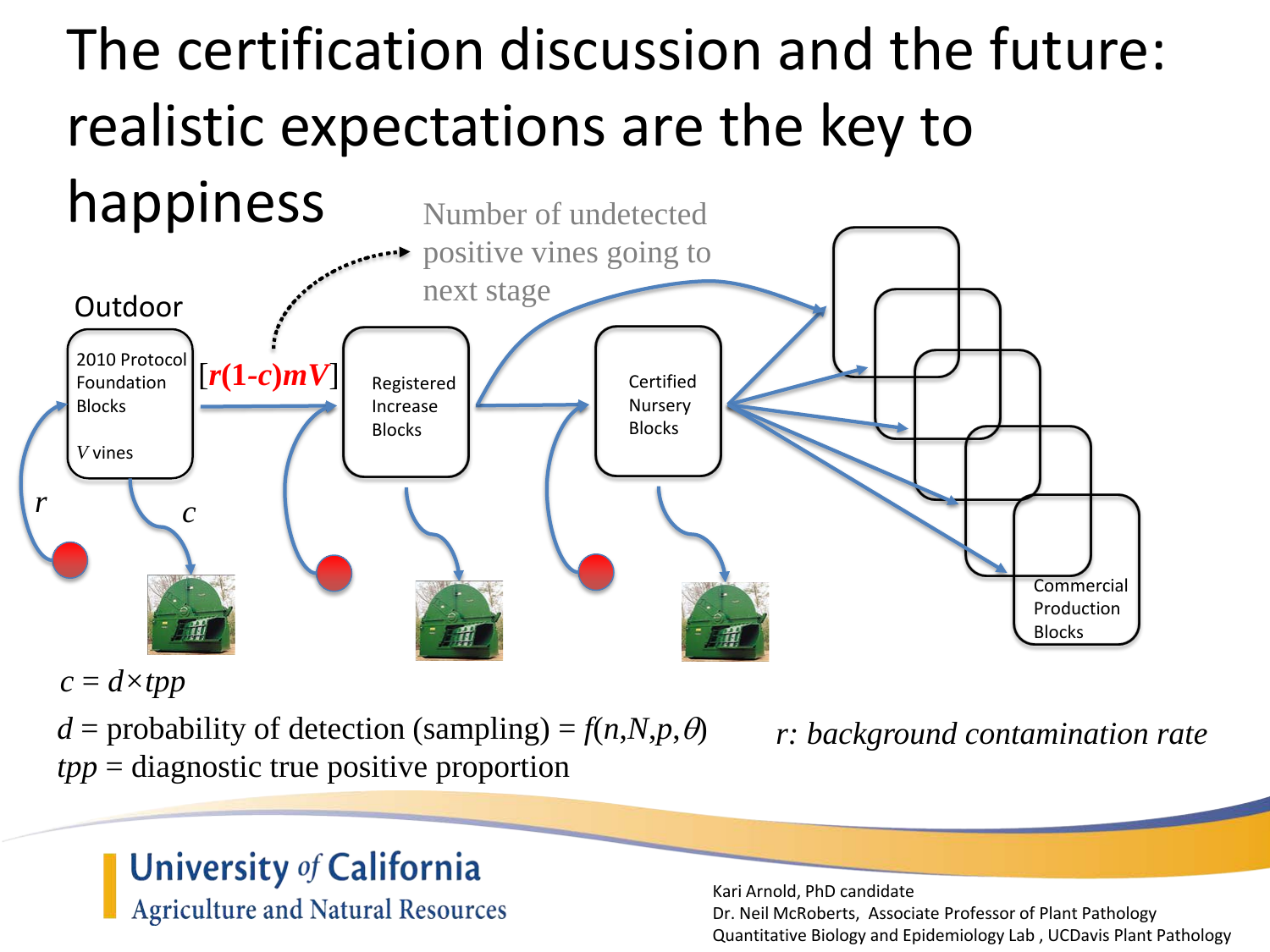# The certification discussion and the future: realistic expectations are the key to happiness

Outdoor

2010 Protocol Foundation Blocks

$V$ vines

$[r(1-c)mV]$

Number of undetected positive vines going to next stage

Registered Increase Blocks

Certified Nursery Blocks

Commercial Production Blocks

$r$

$c$

$c = d \times tpp$

$d$ = probability of detection (sampling) = $f(n, N, p, \theta)$

$tpp$ = diagnostic true positive proportion

*$r$: background contamination rate*

Kari Arnold, PhD candidate
Dr. Neil McRoberts, Associate Professor of Plant Pathology
Quantitative Biology and Epidemiology Lab, UCDavis Plant Pathology

University of California Agriculture and Natural Resources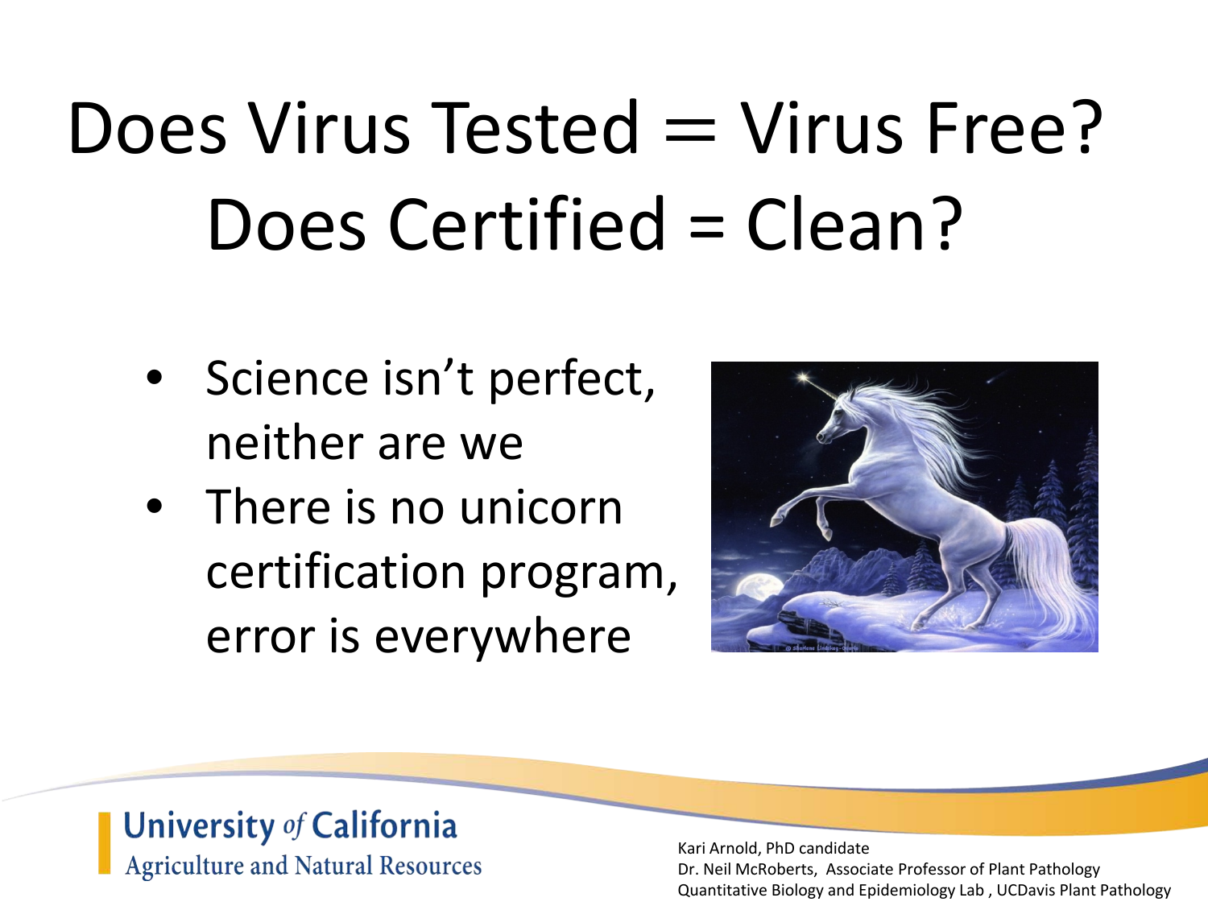# Does Virus Tested = Virus Free? Does Certified = Clean?

- Science isn't perfect, neither are we
- There is no unicorn certification program, error is everywhere

University of California
Agriculture and Natural Resources

Kari Arnold, PhD candidate
Dr. Neil McRoberts, Associate Professor of Plant Pathology
Quantitative Biology and Epidemiology Lab , UCDavis Plant Pathology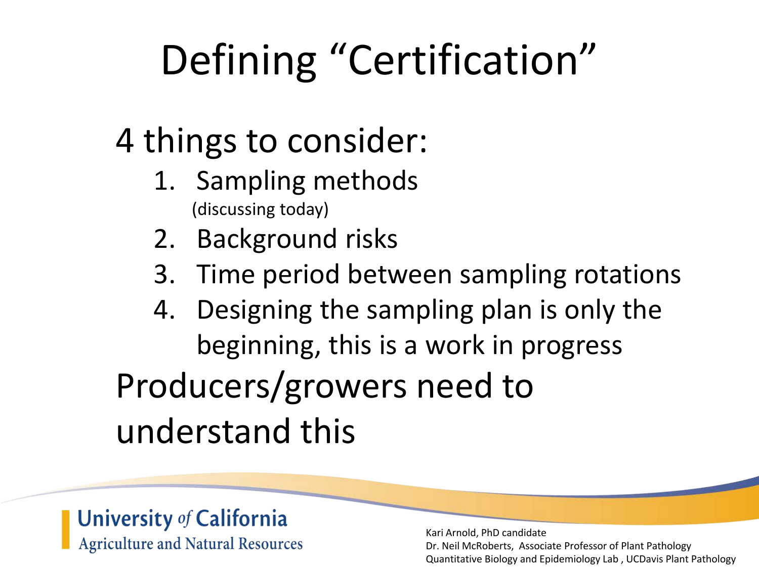# Defining "Certification"

4 things to consider:

1. Sampling methods
   (discussing today)
2. Background risks
3. Time period between sampling rotations
4. Designing the sampling plan is only the beginning, this is a work in progress

Producers/growers need to understand this

University of California
Agriculture and Natural Resources

Kari Arnold, PhD candidate
Dr. Neil McRoberts, Associate Professor of Plant Pathology
Quantitative Biology and Epidemiology Lab , UCDavis Plant Pathology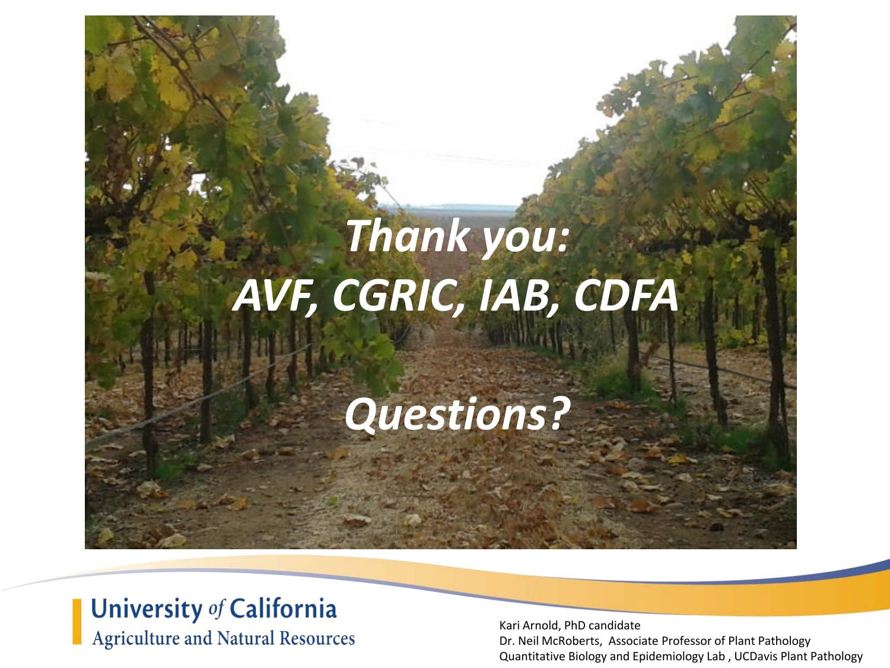*Thank you:*
*AVF, CGRIC, IAB, CDFA*

*Questions?*

University *of* California
Agriculture and Natural Resources

Kari Arnold, PhD candidate
Dr. Neil McRoberts, Associate Professor of Plant Pathology
Quantitative Biology and Epidemiology Lab , UCDavis Plant Pathology